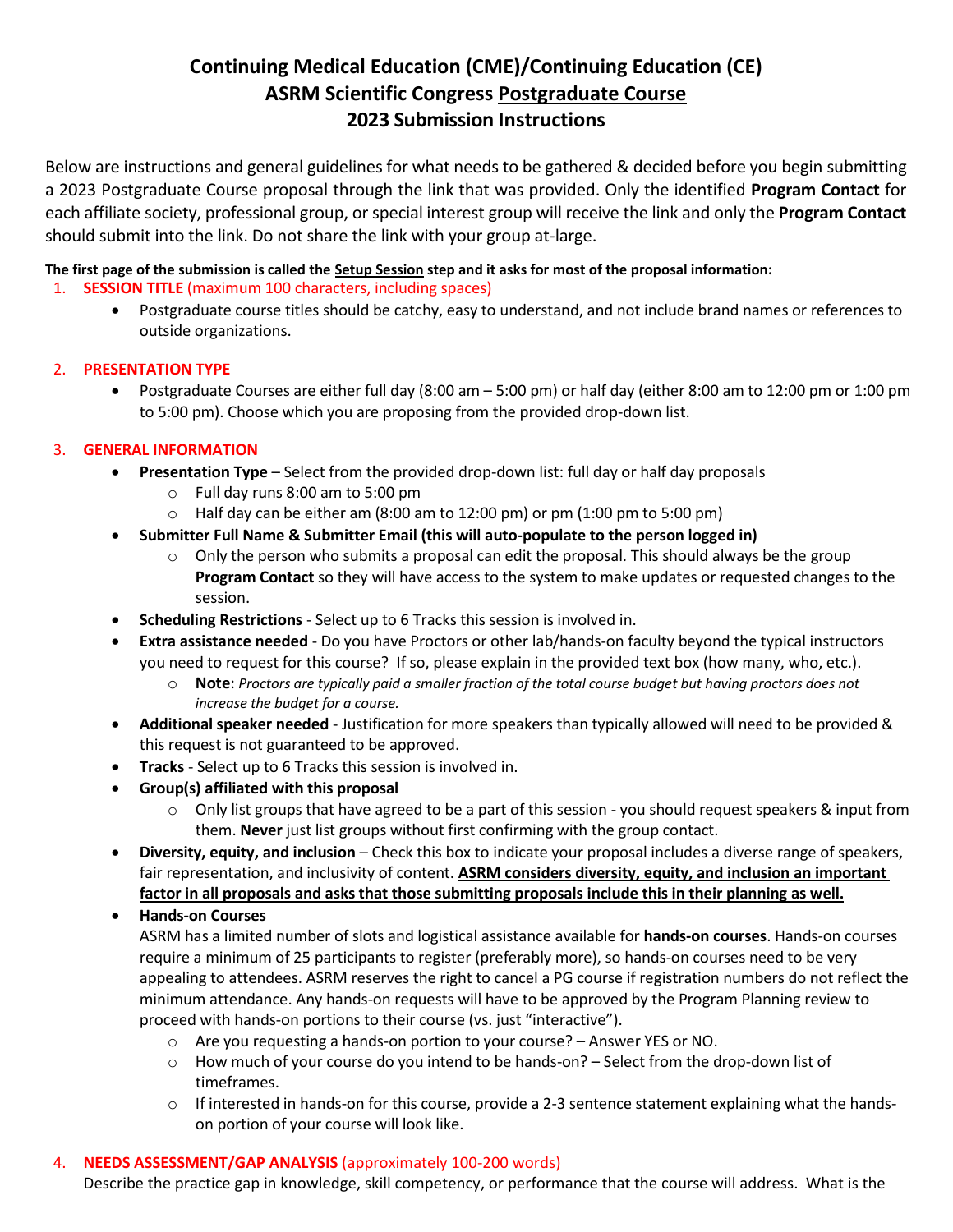# Continuing Medical Education (CME)/Continuing Education (CE)
# ASRM Scientific Congress Postgraduate Course
# 2023 Submission Instructions

Below are instructions and general guidelines for what needs to be gathered & decided before you begin submitting a 2023 Postgraduate Course proposal through the link that was provided. Only the identified **Program Contact** for each affiliate society, professional group, or special interest group will receive the link and only the **Program Contact** should submit into the link. Do not share the link with your group at-large.

**The first page of the submission is called the Setup Session step and it asks for most of the proposal information:**

1. **SESSION TITLE** (maximum 100 characters, including spaces)
   - Postgraduate course titles should be catchy, easy to understand, and not include brand names or references to outside organizations.

2. **PRESENTATION TYPE**
   - Postgraduate Courses are either full day (8:00 am – 5:00 pm) or half day (either 8:00 am to 12:00 pm or 1:00 pm to 5:00 pm). Choose which you are proposing from the provided drop-down list.

3. **GENERAL INFORMATION**
   - **Presentation Type** – Select from the provided drop-down list: full day or half day proposals
     - Full day runs 8:00 am to 5:00 pm
     - Half day can be either am (8:00 am to 12:00 pm) or pm (1:00 pm to 5:00 pm)
   - **Submitter Full Name & Submitter Email (this will auto-populate to the person logged in)**
     - Only the person who submits a proposal can edit the proposal. This should always be the group **Program Contact** so they will have access to the system to make updates or requested changes to the session.
   - **Scheduling Restrictions** - Select up to 6 Tracks this session is involved in.
   - **Extra assistance needed** - Do you have Proctors or other lab/hands-on faculty beyond the typical instructors you need to request for this course? If so, please explain in the provided text box (how many, who, etc.).
     - **Note**: *Proctors are typically paid a smaller fraction of the total course budget but having proctors does not increase the budget for a course.*
   - **Additional speaker needed** - Justification for more speakers than typically allowed will need to be provided & this request is not guaranteed to be approved.
   - **Tracks** - Select up to 6 Tracks this session is involved in.
   - **Group(s) affiliated with this proposal**
     - Only list groups that have agreed to be a part of this session - you should request speakers & input from them. **Never** just list groups without first confirming with the group contact.
   - **Diversity, equity, and inclusion** – Check this box to indicate your proposal includes a diverse range of speakers, fair representation, and inclusivity of content. **ASRM considers diversity, equity, and inclusion an important factor in all proposals and asks that those submitting proposals include this in their planning as well.**
   - **Hands-on Courses**
     ASRM has a limited number of slots and logistical assistance available for **hands-on courses**. Hands-on courses require a minimum of 25 participants to register (preferably more), so hands-on courses need to be very appealing to attendees. ASRM reserves the right to cancel a PG course if registration numbers do not reflect the minimum attendance. Any hands-on requests will have to be approved by the Program Planning review to proceed with hands-on portions to their course (vs. just "interactive").
     - Are you requesting a hands-on portion to your course? – Answer YES or NO.
     - How much of your course do you intend to be hands-on? – Select from the drop-down list of timeframes.
     - If interested in hands-on for this course, provide a 2-3 sentence statement explaining what the hands-on portion of your course will look like.

4. **NEEDS ASSESSMENT/GAP ANALYSIS** (approximately 100-200 words)
   Describe the practice gap in knowledge, skill competency, or performance that the course will address. What is the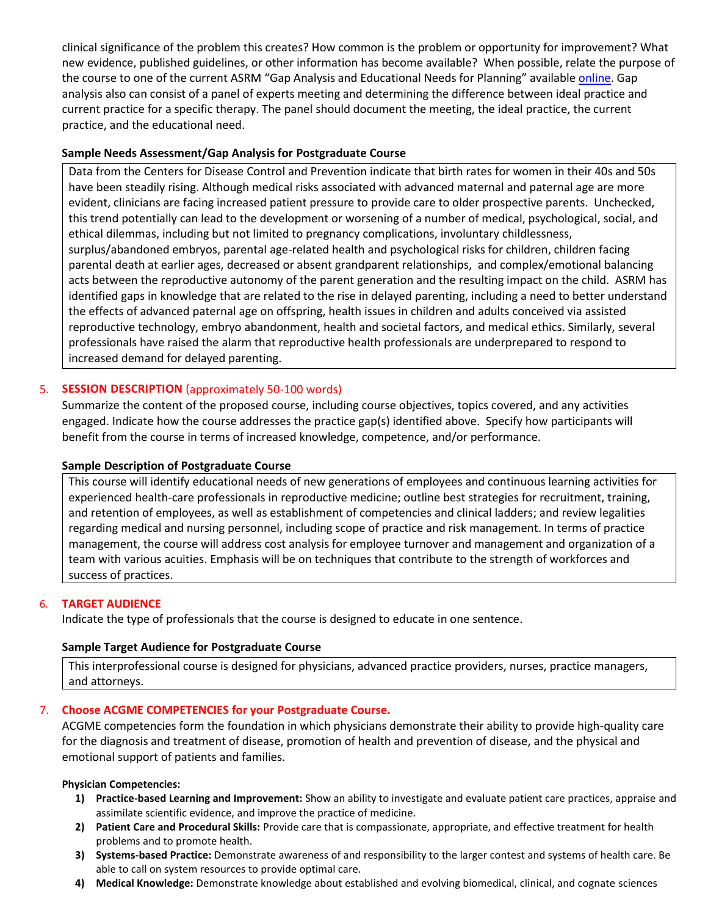clinical significance of the problem this creates? How common is the problem or opportunity for improvement? What new evidence, published guidelines, or other information has become available? When possible, relate the purpose of the course to one of the current ASRM "Gap Analysis and Educational Needs for Planning" available online. Gap analysis also can consist of a panel of experts meeting and determining the difference between ideal practice and current practice for a specific therapy. The panel should document the meeting, the ideal practice, the current practice, and the educational need.

**Sample Needs Assessment/Gap Analysis for Postgraduate Course**

> Data from the Centers for Disease Control and Prevention indicate that birth rates for women in their 40s and 50s have been steadily rising. Although medical risks associated with advanced maternal and paternal age are more evident, clinicians are facing increased patient pressure to provide care to older prospective parents. Unchecked, this trend potentially can lead to the development or worsening of a number of medical, psychological, social, and ethical dilemmas, including but not limited to pregnancy complications, involuntary childlessness, surplus/abandoned embryos, parental age-related health and psychological risks for children, children facing parental death at earlier ages, decreased or absent grandparent relationships, and complex/emotional balancing acts between the reproductive autonomy of the parent generation and the resulting impact on the child. ASRM has identified gaps in knowledge that are related to the rise in delayed parenting, including a need to better understand the effects of advanced paternal age on offspring, health issues in children and adults conceived via assisted reproductive technology, embryo abandonment, health and societal factors, and medical ethics. Similarly, several professionals have raised the alarm that reproductive health professionals are underprepared to respond to increased demand for delayed parenting.

5. **SESSION DESCRIPTION** (approximately 50-100 words)

Summarize the content of the proposed course, including course objectives, topics covered, and any activities engaged. Indicate how the course addresses the practice gap(s) identified above. Specify how participants will benefit from the course in terms of increased knowledge, competence, and/or performance.

**Sample Description of Postgraduate Course**

> This course will identify educational needs of new generations of employees and continuous learning activities for experienced health-care professionals in reproductive medicine; outline best strategies for recruitment, training, and retention of employees, as well as establishment of competencies and clinical ladders; and review legalities regarding medical and nursing personnel, including scope of practice and risk management. In terms of practice management, the course will address cost analysis for employee turnover and management and organization of a team with various acuities. Emphasis will be on techniques that contribute to the strength of workforces and success of practices.

6. **TARGET AUDIENCE**

Indicate the type of professionals that the course is designed to educate in one sentence.

**Sample Target Audience for Postgraduate Course**

> This interprofessional course is designed for physicians, advanced practice providers, nurses, practice managers, and attorneys.

7. **Choose ACGME COMPETENCIES for your Postgraduate Course.**

ACGME competencies form the foundation in which physicians demonstrate their ability to provide high-quality care for the diagnosis and treatment of disease, promotion of health and prevention of disease, and the physical and emotional support of patients and families.

**Physician Competencies:**

1) **Practice-based Learning and Improvement:** Show an ability to investigate and evaluate patient care practices, appraise and assimilate scientific evidence, and improve the practice of medicine.
2) **Patient Care and Procedural Skills:** Provide care that is compassionate, appropriate, and effective treatment for health problems and to promote health.
3) **Systems-based Practice:** Demonstrate awareness of and responsibility to the larger contest and systems of health care. Be able to call on system resources to provide optimal care.
4) **Medical Knowledge:** Demonstrate knowledge about established and evolving biomedical, clinical, and cognate sciences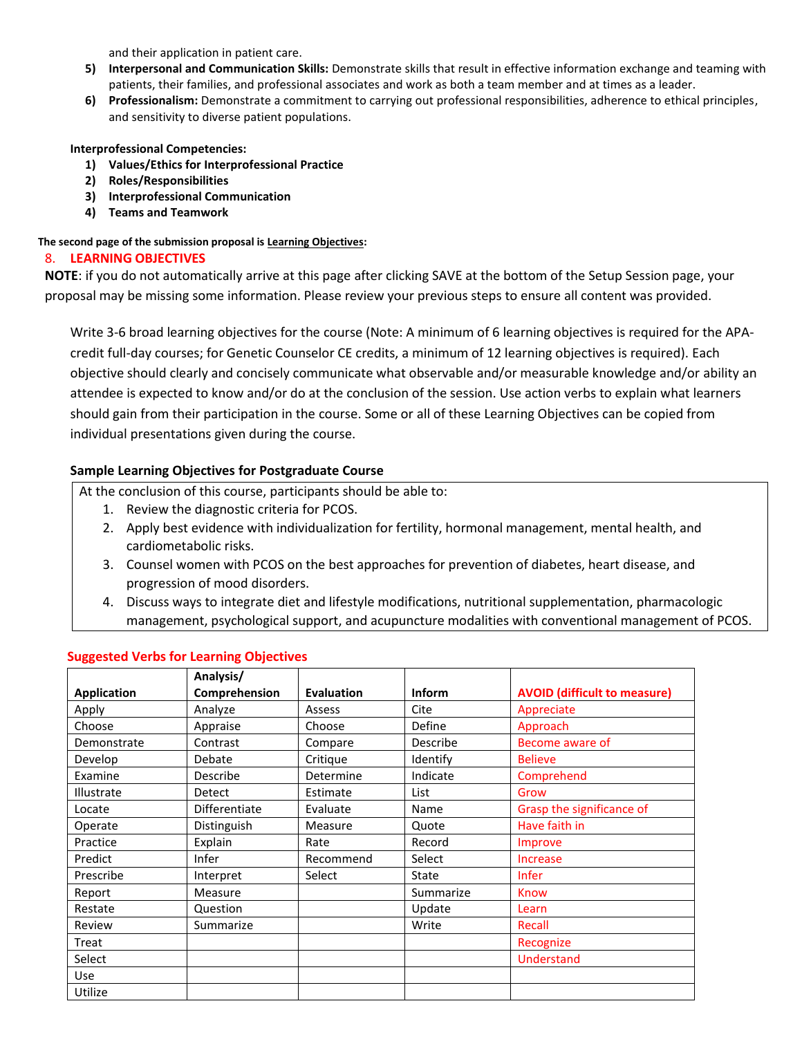and their application in patient care.

5) **Interpersonal and Communication Skills:** Demonstrate skills that result in effective information exchange and teaming with patients, their families, and professional associates and work as both a team member and at times as a leader.
6) **Professionalism:** Demonstrate a commitment to carrying out professional responsibilities, adherence to ethical principles, and sensitivity to diverse patient populations.

**Interprofessional Competencies:**

1) **Values/Ethics for Interprofessional Practice**
2) **Roles/Responsibilities**
3) **Interprofessional Communication**
4) **Teams and Teamwork**

**The second page of the submission proposal is Learning Objectives:**

## 8. LEARNING OBJECTIVES

**NOTE**: if you do not automatically arrive at this page after clicking SAVE at the bottom of the Setup Session page, your proposal may be missing some information. Please review your previous steps to ensure all content was provided.

Write 3-6 broad learning objectives for the course (Note: A minimum of 6 learning objectives is required for the APA-credit full-day courses; for Genetic Counselor CE credits, a minimum of 12 learning objectives is required). Each objective should clearly and concisely communicate what observable and/or measurable knowledge and/or ability an attendee is expected to know and/or do at the conclusion of the session. Use action verbs to explain what learners should gain from their participation in the course. Some or all of these Learning Objectives can be copied from individual presentations given during the course.

### Sample Learning Objectives for Postgraduate Course

At the conclusion of this course, participants should be able to:

1. Review the diagnostic criteria for PCOS.
2. Apply best evidence with individualization for fertility, hormonal management, mental health, and cardiometabolic risks.
3. Counsel women with PCOS on the best approaches for prevention of diabetes, heart disease, and progression of mood disorders.
4. Discuss ways to integrate diet and lifestyle modifications, nutritional supplementation, pharmacologic management, psychological support, and acupuncture modalities with conventional management of PCOS.

### Suggested Verbs for Learning Objectives

| Application | Analysis/ Comprehension | Evaluation | Inform | AVOID (difficult to measure) |
|---|---|---|---|---|
| Apply | Analyze | Assess | Cite | Appreciate |
| Choose | Appraise | Choose | Define | Approach |
| Demonstrate | Contrast | Compare | Describe | Become aware of |
| Develop | Debate | Critique | Identify | Believe |
| Examine | Describe | Determine | Indicate | Comprehend |
| Illustrate | Detect | Estimate | List | Grow |
| Locate | Differentiate | Evaluate | Name | Grasp the significance of |
| Operate | Distinguish | Measure | Quote | Have faith in |
| Practice | Explain | Rate | Record | Improve |
| Predict | Infer | Recommend | Select | Increase |
| Prescribe | Interpret | Select | State | Infer |
| Report | Measure | | Summarize | Know |
| Restate | Question | | Update | Learn |
| Review | Summarize | | Write | Recall |
| Treat | | | | Recognize |
| Select | | | | Understand |
| Use | | | | |
| Utilize | | | | |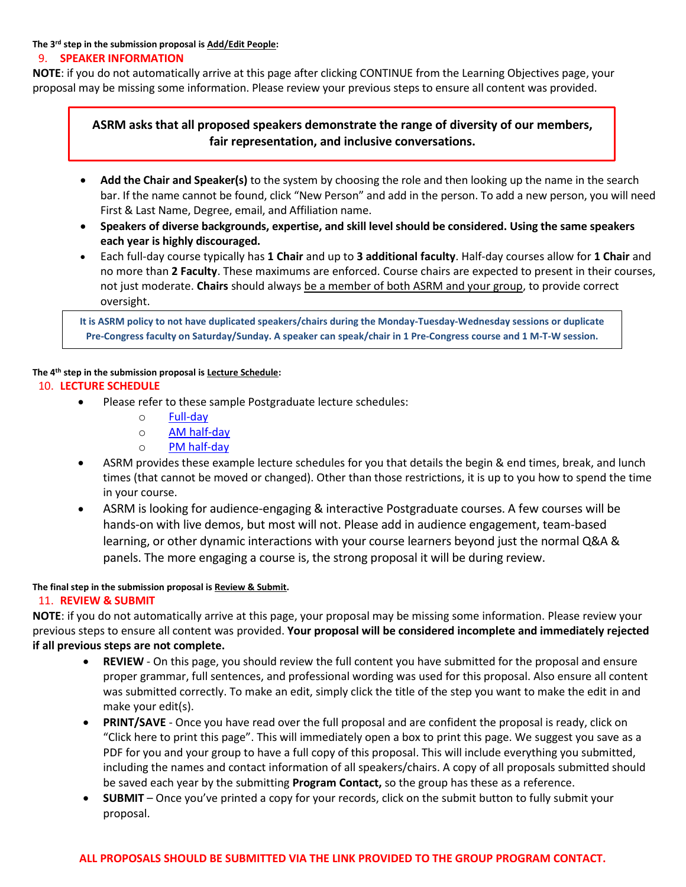**The 3rd step in the submission proposal is Add/Edit People:**

## 9. SPEAKER INFORMATION

**NOTE**: if you do not automatically arrive at this page after clicking CONTINUE from the Learning Objectives page, your proposal may be missing some information. Please review your previous steps to ensure all content was provided.

**ASRM asks that all proposed speakers demonstrate the range of diversity of our members, fair representation, and inclusive conversations.**

- **Add the Chair and Speaker(s)** to the system by choosing the role and then looking up the name in the search bar. If the name cannot be found, click "New Person" and add in the person. To add a new person, you will need First & Last Name, Degree, email, and Affiliation name.
- **Speakers of diverse backgrounds, expertise, and skill level should be considered. Using the same speakers each year is highly discouraged.**
- Each full-day course typically has **1 Chair** and up to **3 additional faculty**. Half-day courses allow for **1 Chair** and no more than **2 Faculty**. These maximums are enforced. Course chairs are expected to present in their courses, not just moderate. **Chairs** should always be a member of both ASRM and your group, to provide correct oversight.

**It is ASRM policy to not have duplicated speakers/chairs during the Monday-Tuesday-Wednesday sessions or duplicate Pre-Congress faculty on Saturday/Sunday. A speaker can speak/chair in 1 Pre-Congress course and 1 M-T-W session.**

**The 4th step in the submission proposal is Lecture Schedule:**

## 10. LECTURE SCHEDULE

- Please refer to these sample Postgraduate lecture schedules:
  - Full-day
  - AM half-day
  - PM half-day
- ASRM provides these example lecture schedules for you that details the begin & end times, break, and lunch times (that cannot be moved or changed). Other than those restrictions, it is up to you how to spend the time in your course.
- ASRM is looking for audience-engaging & interactive Postgraduate courses. A few courses will be hands-on with live demos, but most will not. Please add in audience engagement, team-based learning, or other dynamic interactions with your course learners beyond just the normal Q&A & panels. The more engaging a course is, the strong proposal it will be during review.

**The final step in the submission proposal is Review & Submit.**

## 11. REVIEW & SUBMIT

**NOTE**: if you do not automatically arrive at this page, your proposal may be missing some information. Please review your previous steps to ensure all content was provided. **Your proposal will be considered incomplete and immediately rejected if all previous steps are not complete.**

- **REVIEW** - On this page, you should review the full content you have submitted for the proposal and ensure proper grammar, full sentences, and professional wording was used for this proposal. Also ensure all content was submitted correctly. To make an edit, simply click the title of the step you want to make the edit in and make your edit(s).
- **PRINT/SAVE** - Once you have read over the full proposal and are confident the proposal is ready, click on "Click here to print this page". This will immediately open a box to print this page. We suggest you save as a PDF for you and your group to have a full copy of this proposal. This will include everything you submitted, including the names and contact information of all speakers/chairs. A copy of all proposals submitted should be saved each year by the submitting **Program Contact,** so the group has these as a reference.
- **SUBMIT** – Once you've printed a copy for your records, click on the submit button to fully submit your proposal.

**ALL PROPOSALS SHOULD BE SUBMITTED VIA THE LINK PROVIDED TO THE GROUP PROGRAM CONTACT.**